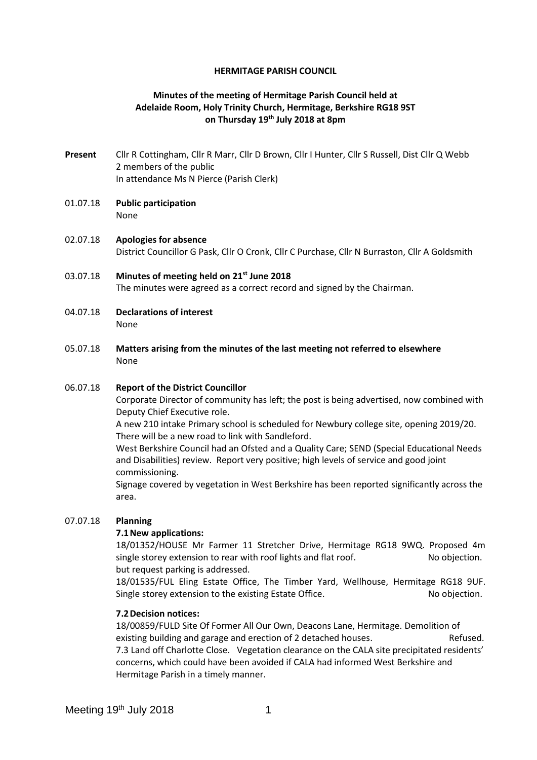# HERMITAGE PARISH COUNCIL

## Minutes of the meeting of Hermitage Parish Council held at Adelaide Room, Holy Trinity Church, Hermitage, Berkshire RG18 9ST on Thursday 19th July 2018 at 8pm

**Present** Cllr R Cottingham, Cllr R Marr, Cllr D Brown, Cllr I Hunter, Cllr S Russell, Dist Cllr Q Webb
2 members of the public
In attendance Ms N Pierce (Parish Clerk)

01.07.18 **Public participation**
None

02.07.18 **Apologies for absence**
District Councillor G Pask, Cllr O Cronk, Cllr C Purchase, Cllr N Burraston, Cllr A Goldsmith

03.07.18 **Minutes of meeting held on 21st June 2018**
The minutes were agreed as a correct record and signed by the Chairman.

04.07.18 **Declarations of interest**
None

05.07.18 **Matters arising from the minutes of the last meeting not referred to elsewhere**
None

06.07.18 **Report of the District Councillor**
Corporate Director of community has left; the post is being advertised, now combined with Deputy Chief Executive role.
A new 210 intake Primary school is scheduled for Newbury college site, opening 2019/20. There will be a new road to link with Sandleford.
West Berkshire Council had an Ofsted and a Quality Care; SEND (Special Educational Needs and Disabilities) review. Report very positive; high levels of service and good joint commissioning.
Signage covered by vegetation in West Berkshire has been reported significantly across the area.

07.07.18 **Planning**

**7.1 New applications:**

18/01352/HOUSE Mr Farmer 11 Stretcher Drive, Hermitage RG18 9WQ. Proposed 4m single storey extension to rear with roof lights and flat roof. No objection. but request parking is addressed.

18/01535/FUL Eling Estate Office, The Timber Yard, Wellhouse, Hermitage RG18 9UF. Single storey extension to the existing Estate Office. No objection.

**7.2 Decision notices:**

18/00859/FULD Site Of Former All Our Own, Deacons Lane, Hermitage. Demolition of existing building and garage and erection of 2 detached houses. Refused.

7.3 Land off Charlotte Close. Vegetation clearance on the CALA site precipitated residents' concerns, which could have been avoided if CALA had informed West Berkshire and Hermitage Parish in a timely manner.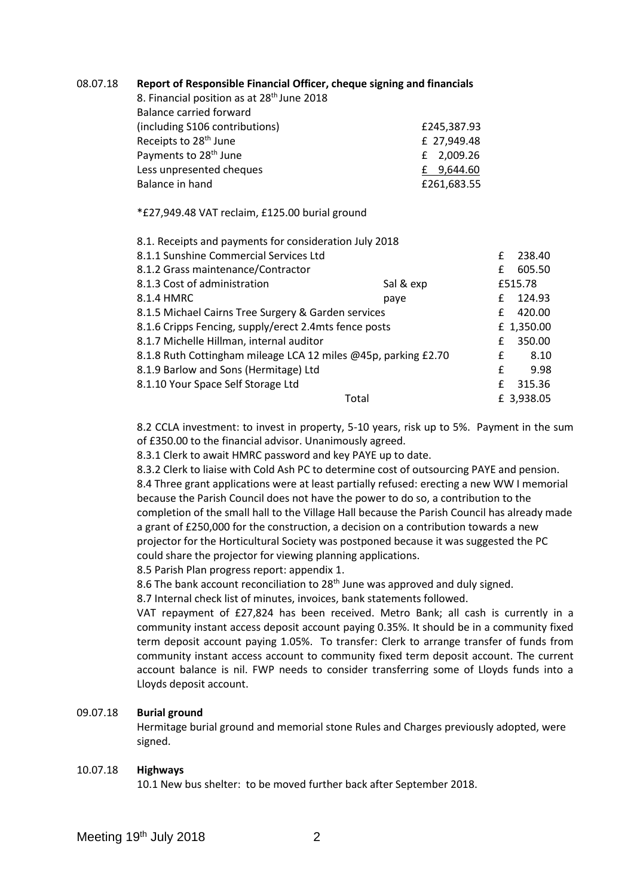**08.07.18 Report of Responsible Financial Officer, cheque signing and financials**

8. Financial position as at 28th June 2018

| | |
|---|---|
| Balance carried forward (including S106 contributions) | £245,387.93 |
| Receipts to 28th June | £ 27,949.48 |
| Payments to 28th June | £ 2,009.26 |
| Less unpresented cheques | £ 9,644.60 |
| Balance in hand | £261,683.55 |

*£27,949.48 VAT reclaim, £125.00 burial ground

8.1. Receipts and payments for consideration July 2018

| | | |
|---|---|---|
| 8.1.1 Sunshine Commercial Services Ltd | | £ 238.40 |
| 8.1.2 Grass maintenance/Contractor | | £ 605.50 |
| 8.1.3 Cost of administration | Sal & exp | £515.78 |
| 8.1.4 HMRC | paye | £ 124.93 |
| 8.1.5 Michael Cairns Tree Surgery & Garden services | | £ 420.00 |
| 8.1.6 Cripps Fencing, supply/erect 2.4mts fence posts | | £ 1,350.00 |
| 8.1.7 Michelle Hillman, internal auditor | | £ 350.00 |
| 8.1.8 Ruth Cottingham mileage LCA 12 miles @45p, parking £2.70 | | £ 8.10 |
| 8.1.9 Barlow and Sons (Hermitage) Ltd | | £ 9.98 |
| 8.1.10 Your Space Self Storage Ltd | | £ 315.36 |
| | Total | £ 3,938.05 |

8.2 CCLA investment: to invest in property, 5-10 years, risk up to 5%. Payment in the sum of £350.00 to the financial advisor. Unanimously agreed.

8.3.1 Clerk to await HMRC password and key PAYE up to date.

8.3.2 Clerk to liaise with Cold Ash PC to determine cost of outsourcing PAYE and pension.

8.4 Three grant applications were at least partially refused: erecting a new WW I memorial because the Parish Council does not have the power to do so, a contribution to the completion of the small hall to the Village Hall because the Parish Council has already made a grant of £250,000 for the construction, a decision on a contribution towards a new projector for the Horticultural Society was postponed because it was suggested the PC could share the projector for viewing planning applications.

8.5 Parish Plan progress report: appendix 1.

8.6 The bank account reconciliation to 28th June was approved and duly signed.

8.7 Internal check list of minutes, invoices, bank statements followed.

VAT repayment of £27,824 has been received. Metro Bank; all cash is currently in a community instant access deposit account paying 0.35%. It should be in a community fixed term deposit account paying 1.05%. To transfer: Clerk to arrange transfer of funds from community instant access account to community fixed term deposit account. The current account balance is nil. FWP needs to consider transferring some of Lloyds funds into a Lloyds deposit account.

**09.07.18 Burial ground**

Hermitage burial ground and memorial stone Rules and Charges previously adopted, were signed.

**10.07.18 Highways**

10.1 New bus shelter: to be moved further back after September 2018.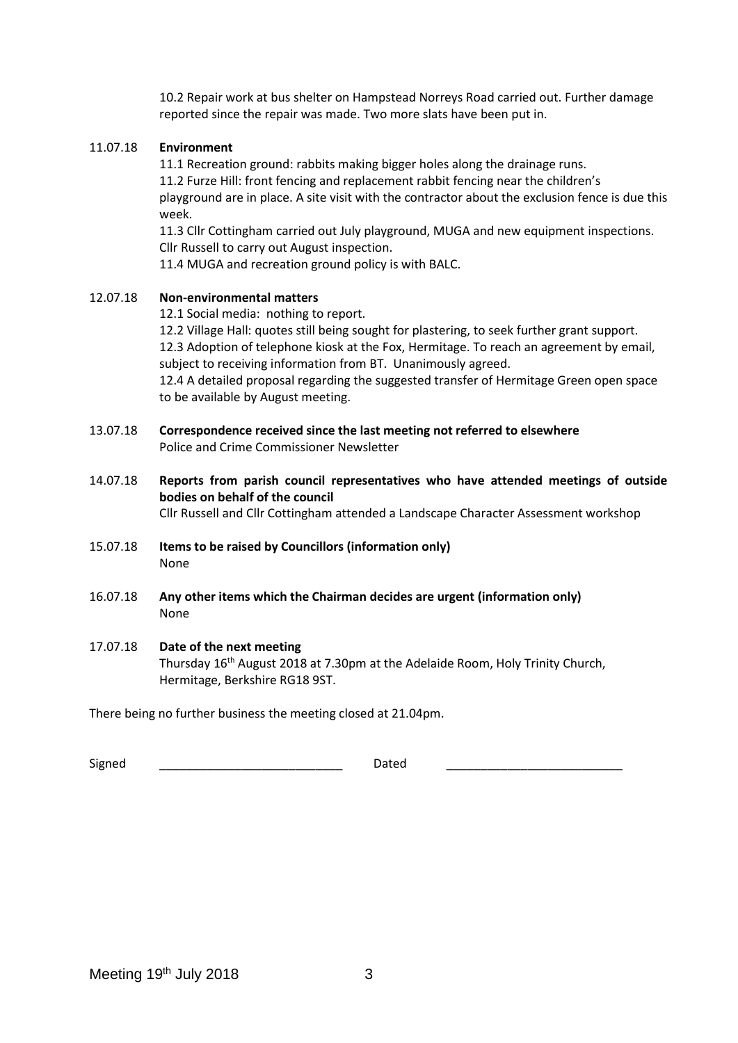10.2 Repair work at bus shelter on Hampstead Norreys Road carried out. Further damage reported since the repair was made. Two more slats have been put in.

11.07.18 **Environment**

11.1 Recreation ground: rabbits making bigger holes along the drainage runs.
11.2 Furze Hill: front fencing and replacement rabbit fencing near the children's playground are in place. A site visit with the contractor about the exclusion fence is due this week.
11.3 Cllr Cottingham carried out July playground, MUGA and new equipment inspections. Cllr Russell to carry out August inspection.
11.4 MUGA and recreation ground policy is with BALC.

12.07.18 **Non-environmental matters**

12.1 Social media: nothing to report.
12.2 Village Hall: quotes still being sought for plastering, to seek further grant support.
12.3 Adoption of telephone kiosk at the Fox, Hermitage. To reach an agreement by email, subject to receiving information from BT. Unanimously agreed.
12.4 A detailed proposal regarding the suggested transfer of Hermitage Green open space to be available by August meeting.

13.07.18 **Correspondence received since the last meeting not referred to elsewhere**
Police and Crime Commissioner Newsletter

14.07.18 **Reports from parish council representatives who have attended meetings of outside bodies on behalf of the council**
Cllr Russell and Cllr Cottingham attended a Landscape Character Assessment workshop

15.07.18 **Items to be raised by Councillors (information only)**
None

16.07.18 **Any other items which the Chairman decides are urgent (information only)**
None

17.07.18 **Date of the next meeting**
Thursday 16th August 2018 at 7.30pm at the Adelaide Room, Holy Trinity Church, Hermitage, Berkshire RG18 9ST.

There being no further business the meeting closed at 21.04pm.

Signed \_\_\_\_\_\_\_\_\_\_\_\_\_\_\_\_\_\_\_\_\_\_\_\_\_\_\_ Dated \_\_\_\_\_\_\_\_\_\_\_\_\_\_\_\_\_\_\_\_\_\_\_\_\_\_\_

Meeting 19th July 2018